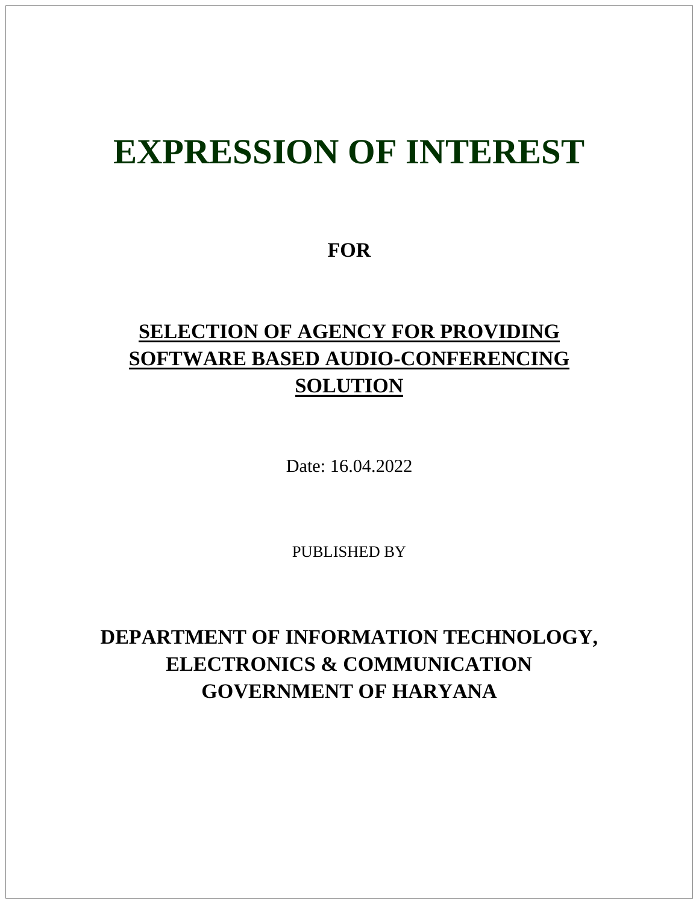# EXPRESSION OF INTEREST

**FOR**

## SELECTION OF AGENCY FOR PROVIDING SOFTWARE BASED AUDIO-CONFERENCING SOLUTION

Date: 16.04.2022

PUBLISHED BY

**DEPARTMENT OF INFORMATION TECHNOLOGY, ELECTRONICS & COMMUNICATION**
**GOVERNMENT OF HARYANA**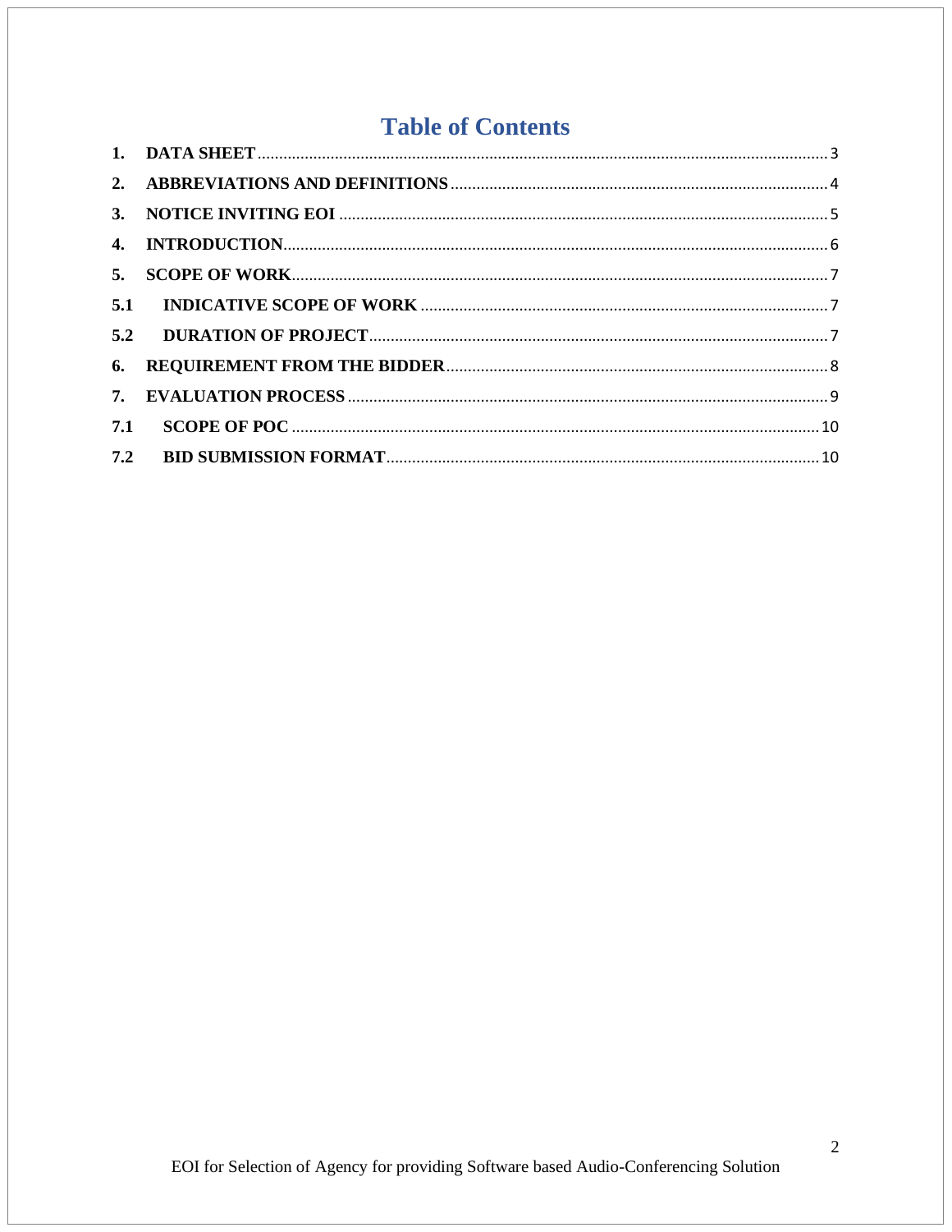# Table of Contents

| | | |
|---|---|---|
| 1. | DATA SHEET | 3 |
| 2. | ABBREVIATIONS AND DEFINITIONS | 4 |
| 3. | NOTICE INVITING EOI | 5 |
| 4. | INTRODUCTION | 6 |
| 5. | SCOPE OF WORK | 7 |
| 5.1 | INDICATIVE SCOPE OF WORK | 7 |
| 5.2 | DURATION OF PROJECT | 7 |
| 6. | REQUIREMENT FROM THE BIDDER | 8 |
| 7. | EVALUATION PROCESS | 9 |
| 7.1 | SCOPE OF POC | 10 |
| 7.2 | BID SUBMISSION FORMAT | 10 |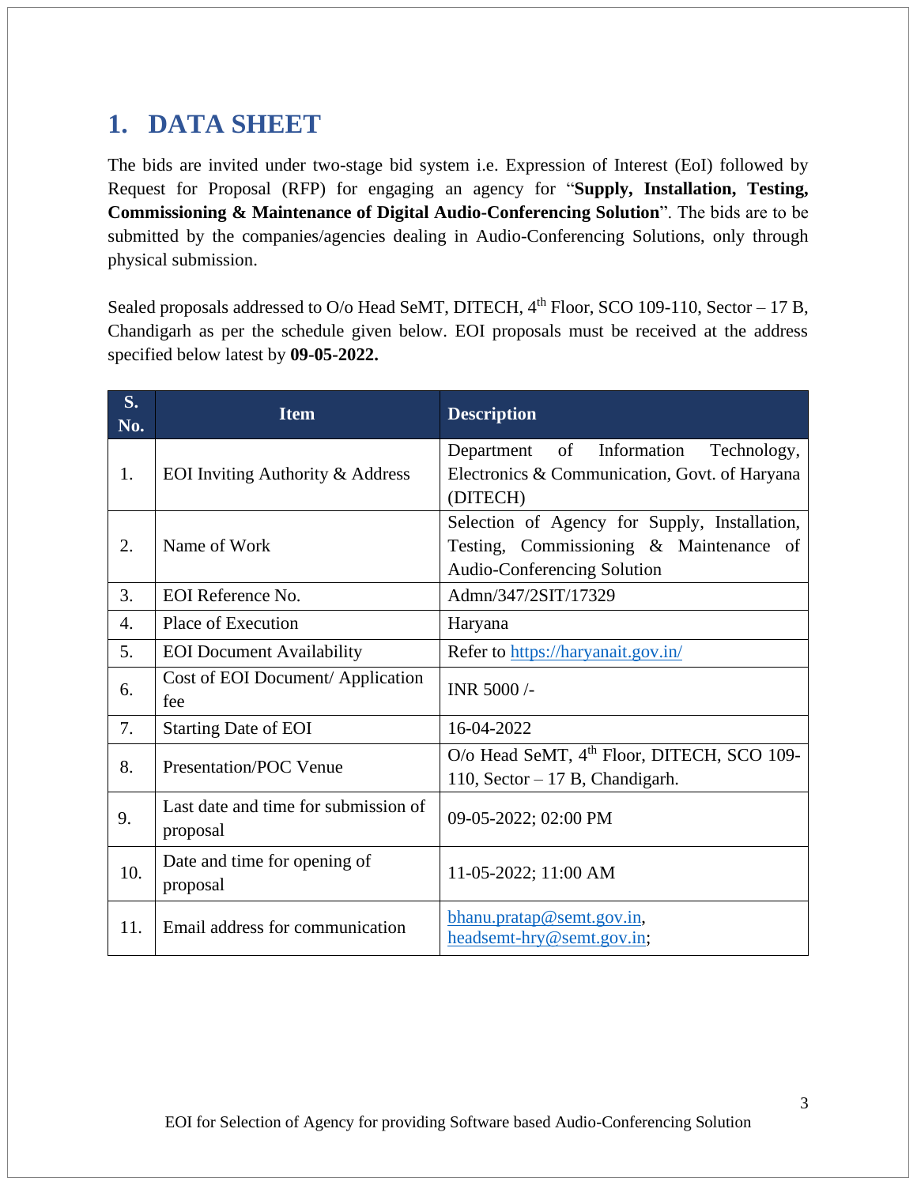# 1. DATA SHEET

The bids are invited under two-stage bid system i.e. Expression of Interest (EoI) followed by Request for Proposal (RFP) for engaging an agency for "**Supply, Installation, Testing, Commissioning & Maintenance of Digital Audio-Conferencing Solution**". The bids are to be submitted by the companies/agencies dealing in Audio-Conferencing Solutions, only through physical submission.

Sealed proposals addressed to O/o Head SeMT, DITECH, 4th Floor, SCO 109-110, Sector – 17 B, Chandigarh as per the schedule given below. EOI proposals must be received at the address specified below latest by **09-05-2022.**

| S. No. | Item | Description |
|---|---|---|
| 1. | EOI Inviting Authority & Address | Department of Information Technology, Electronics & Communication, Govt. of Haryana (DITECH) |
| 2. | Name of Work | Selection of Agency for Supply, Installation, Testing, Commissioning & Maintenance of Audio-Conferencing Solution |
| 3. | EOI Reference No. | Admn/347/2SIT/17329 |
| 4. | Place of Execution | Haryana |
| 5. | EOI Document Availability | Refer to https://haryanait.gov.in/ |
| 6. | Cost of EOI Document/ Application fee | INR 5000 /- |
| 7. | Starting Date of EOI | 16-04-2022 |
| 8. | Presentation/POC Venue | O/o Head SeMT, 4th Floor, DITECH, SCO 109-110, Sector – 17 B, Chandigarh. |
| 9. | Last date and time for submission of proposal | 09-05-2022; 02:00 PM |
| 10. | Date and time for opening of proposal | 11-05-2022; 11:00 AM |
| 11. | Email address for communication | bhanu.pratap@semt.gov.in, headsemt-hry@semt.gov.in; |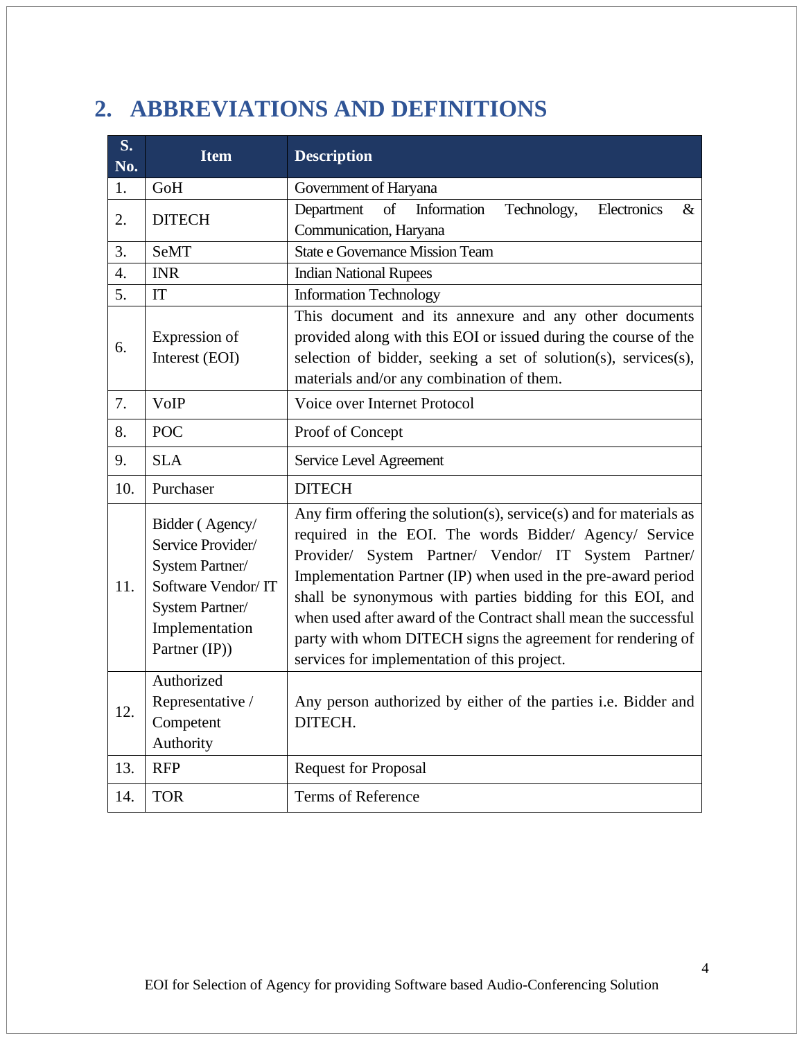## 2. ABBREVIATIONS AND DEFINITIONS

| S. No. | Item | Description |
|---|---|---|
| 1. | GoH | Government of Haryana |
| 2. | DITECH | Department of Information Technology, Electronics & Communication, Haryana |
| 3. | SeMT | State e Governance Mission Team |
| 4. | INR | Indian National Rupees |
| 5. | IT | Information Technology |
| 6. | Expression of Interest (EOI) | This document and its annexure and any other documents provided along with this EOI or issued during the course of the selection of bidder, seeking a set of solution(s), services(s), materials and/or any combination of them. |
| 7. | VoIP | Voice over Internet Protocol |
| 8. | POC | Proof of Concept |
| 9. | SLA | Service Level Agreement |
| 10. | Purchaser | DITECH |
| 11. | Bidder ( Agency/ Service Provider/ System Partner/ Software Vendor/ IT System Partner/ Implementation Partner (IP)) | Any firm offering the solution(s), service(s) and for materials as required in the EOI. The words Bidder/ Agency/ Service Provider/ System Partner/ Vendor/ IT System Partner/ Implementation Partner (IP) when used in the pre-award period shall be synonymous with parties bidding for this EOI, and when used after award of the Contract shall mean the successful party with whom DITECH signs the agreement for rendering of services for implementation of this project. |
| 12. | Authorized Representative / Competent Authority | Any person authorized by either of the parties i.e. Bidder and DITECH. |
| 13. | RFP | Request for Proposal |
| 14. | TOR | Terms of Reference |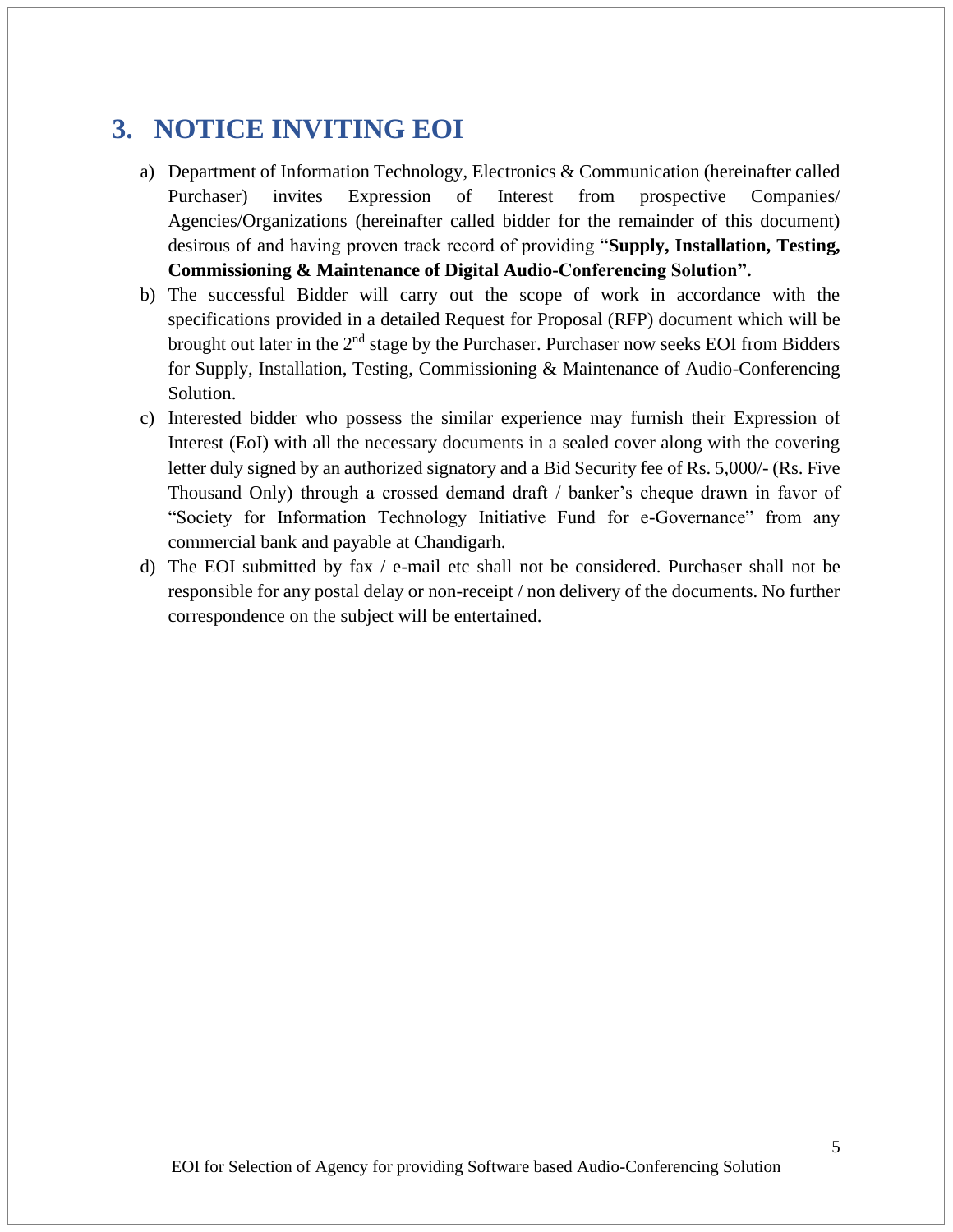## 3. NOTICE INVITING EOI

a) Department of Information Technology, Electronics & Communication (hereinafter called Purchaser) invites Expression of Interest from prospective Companies/ Agencies/Organizations (hereinafter called bidder for the remainder of this document) desirous of and having proven track record of providing "**Supply, Installation, Testing, Commissioning & Maintenance of Digital Audio-Conferencing Solution".**

b) The successful Bidder will carry out the scope of work in accordance with the specifications provided in a detailed Request for Proposal (RFP) document which will be brought out later in the 2nd stage by the Purchaser. Purchaser now seeks EOI from Bidders for Supply, Installation, Testing, Commissioning & Maintenance of Audio-Conferencing Solution.

c) Interested bidder who possess the similar experience may furnish their Expression of Interest (EoI) with all the necessary documents in a sealed cover along with the covering letter duly signed by an authorized signatory and a Bid Security fee of Rs. 5,000/- (Rs. Five Thousand Only) through a crossed demand draft / banker's cheque drawn in favor of "Society for Information Technology Initiative Fund for e-Governance" from any commercial bank and payable at Chandigarh.

d) The EOI submitted by fax / e-mail etc shall not be considered. Purchaser shall not be responsible for any postal delay or non-receipt / non delivery of the documents. No further correspondence on the subject will be entertained.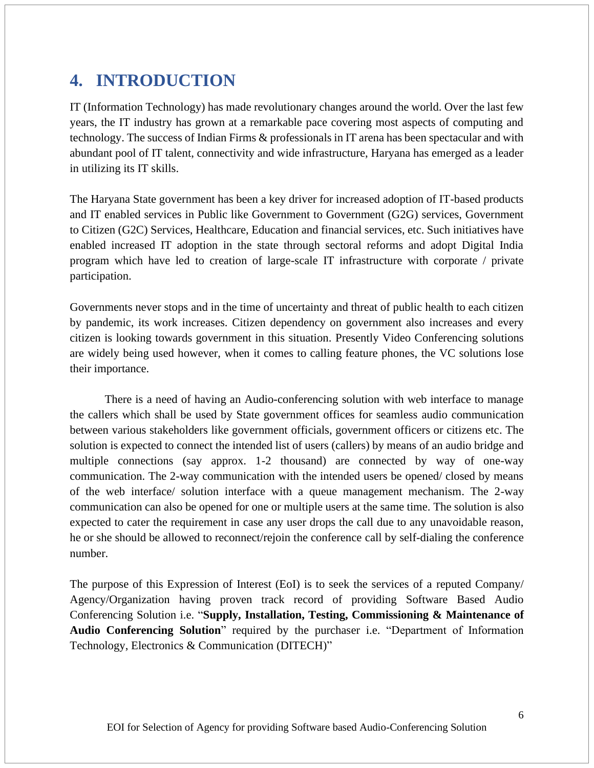# 4. INTRODUCTION

IT (Information Technology) has made revolutionary changes around the world. Over the last few years, the IT industry has grown at a remarkable pace covering most aspects of computing and technology. The success of Indian Firms & professionals in IT arena has been spectacular and with abundant pool of IT talent, connectivity and wide infrastructure, Haryana has emerged as a leader in utilizing its IT skills.

The Haryana State government has been a key driver for increased adoption of IT-based products and IT enabled services in Public like Government to Government (G2G) services, Government to Citizen (G2C) Services, Healthcare, Education and financial services, etc. Such initiatives have enabled increased IT adoption in the state through sectoral reforms and adopt Digital India program which have led to creation of large-scale IT infrastructure with corporate / private participation.

Governments never stops and in the time of uncertainty and threat of public health to each citizen by pandemic, its work increases. Citizen dependency on government also increases and every citizen is looking towards government in this situation. Presently Video Conferencing solutions are widely being used however, when it comes to calling feature phones, the VC solutions lose their importance.

There is a need of having an Audio-conferencing solution with web interface to manage the callers which shall be used by State government offices for seamless audio communication between various stakeholders like government officials, government officers or citizens etc. The solution is expected to connect the intended list of users (callers) by means of an audio bridge and multiple connections (say approx. 1-2 thousand) are connected by way of one-way communication. The 2-way communication with the intended users be opened/ closed by means of the web interface/ solution interface with a queue management mechanism. The 2-way communication can also be opened for one or multiple users at the same time. The solution is also expected to cater the requirement in case any user drops the call due to any unavoidable reason, he or she should be allowed to reconnect/rejoin the conference call by self-dialing the conference number.

The purpose of this Expression of Interest (EoI) is to seek the services of a reputed Company/ Agency/Organization having proven track record of providing Software Based Audio Conferencing Solution i.e. "**Supply, Installation, Testing, Commissioning & Maintenance of Audio Conferencing Solution**" required by the purchaser i.e. "Department of Information Technology, Electronics & Communication (DITECH)"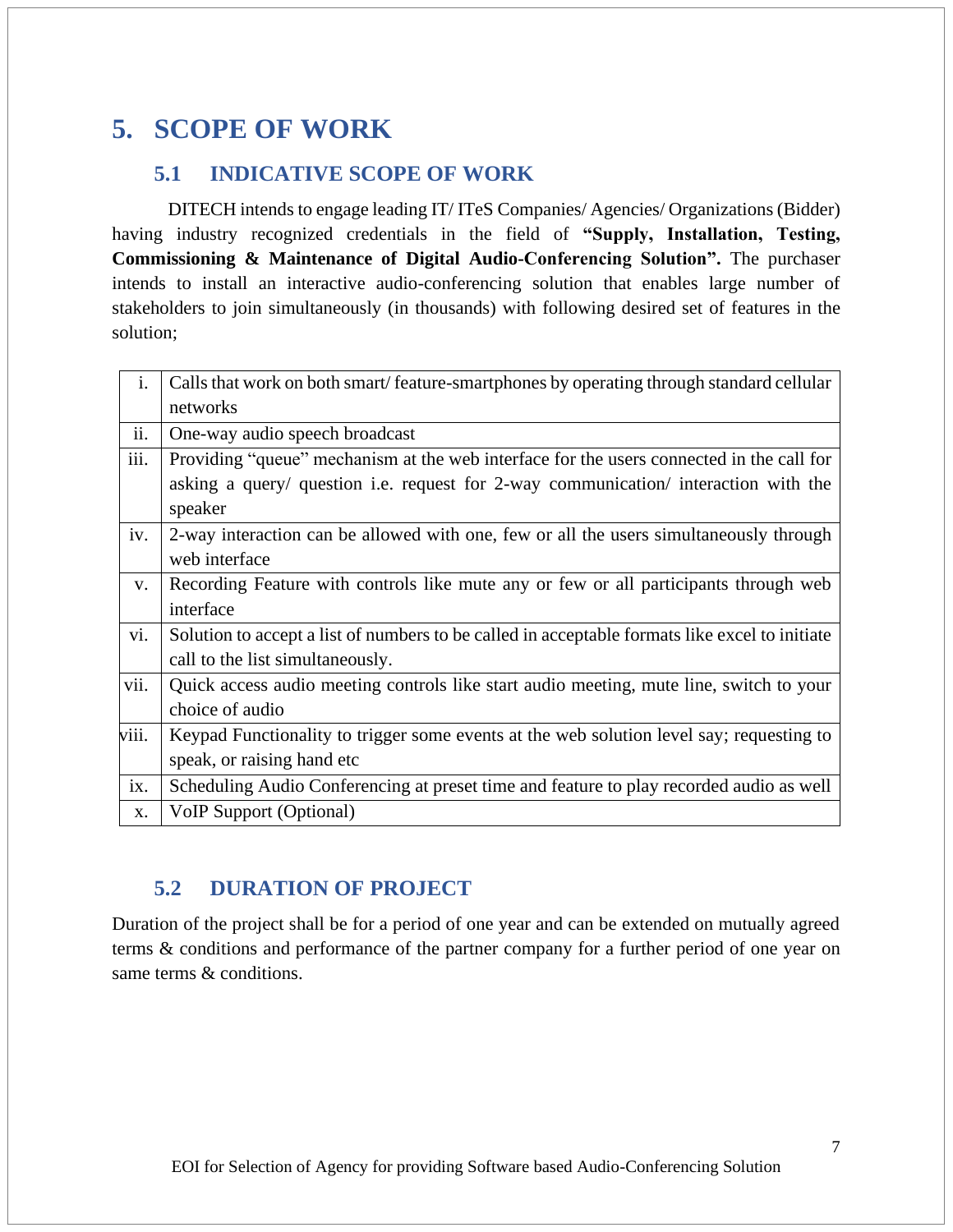# 5. SCOPE OF WORK

## 5.1 INDICATIVE SCOPE OF WORK

DITECH intends to engage leading IT/ ITeS Companies/ Agencies/ Organizations (Bidder) having industry recognized credentials in the field of **"Supply, Installation, Testing, Commissioning & Maintenance of Digital Audio-Conferencing Solution".** The purchaser intends to install an interactive audio-conferencing solution that enables large number of stakeholders to join simultaneously (in thousands) with following desired set of features in the solution;

| | |
|---|---|
| i. | Calls that work on both smart/ feature-smartphones by operating through standard cellular networks |
| ii. | One-way audio speech broadcast |
| iii. | Providing "queue" mechanism at the web interface for the users connected in the call for asking a query/ question i.e. request for 2-way communication/ interaction with the speaker |
| iv. | 2-way interaction can be allowed with one, few or all the users simultaneously through web interface |
| v. | Recording Feature with controls like mute any or few or all participants through web interface |
| vi. | Solution to accept a list of numbers to be called in acceptable formats like excel to initiate call to the list simultaneously. |
| vii. | Quick access audio meeting controls like start audio meeting, mute line, switch to your choice of audio |
| viii. | Keypad Functionality to trigger some events at the web solution level say; requesting to speak, or raising hand etc |
| ix. | Scheduling Audio Conferencing at preset time and feature to play recorded audio as well |
| x. | VoIP Support (Optional) |

## 5.2 DURATION OF PROJECT

Duration of the project shall be for a period of one year and can be extended on mutually agreed terms & conditions and performance of the partner company for a further period of one year on same terms & conditions.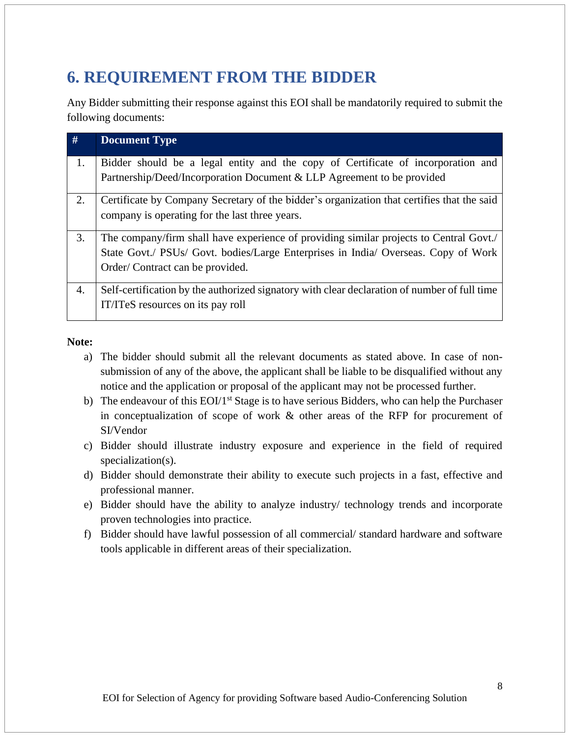# 6. REQUIREMENT FROM THE BIDDER

Any Bidder submitting their response against this EOI shall be mandatorily required to submit the following documents:

| # | Document Type |
|---|---|
| 1. | Bidder should be a legal entity and the copy of Certificate of incorporation and Partnership/Deed/Incorporation Document & LLP Agreement to be provided |
| 2. | Certificate by Company Secretary of the bidder's organization that certifies that the said company is operating for the last three years. |
| 3. | The company/firm shall have experience of providing similar projects to Central Govt./ State Govt./ PSUs/ Govt. bodies/Large Enterprises in India/ Overseas. Copy of Work Order/ Contract can be provided. |
| 4. | Self-certification by the authorized signatory with clear declaration of number of full time IT/ITeS resources on its pay roll |

**Note:**

a) The bidder should submit all the relevant documents as stated above. In case of non-submission of any of the above, the applicant shall be liable to be disqualified without any notice and the application or proposal of the applicant may not be processed further.

b) The endeavour of this EOI/1st Stage is to have serious Bidders, who can help the Purchaser in conceptualization of scope of work & other areas of the RFP for procurement of SI/Vendor

c) Bidder should illustrate industry exposure and experience in the field of required specialization(s).

d) Bidder should demonstrate their ability to execute such projects in a fast, effective and professional manner.

e) Bidder should have the ability to analyze industry/ technology trends and incorporate proven technologies into practice.

f) Bidder should have lawful possession of all commercial/ standard hardware and software tools applicable in different areas of their specialization.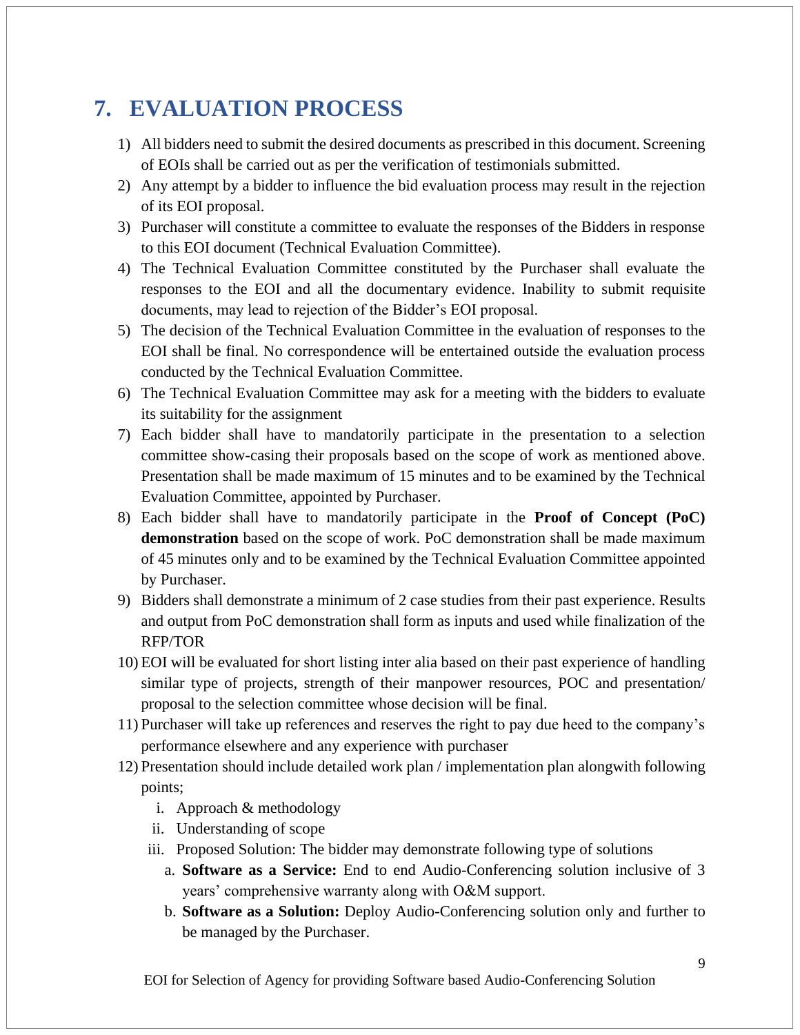## 7. EVALUATION PROCESS

1) All bidders need to submit the desired documents as prescribed in this document. Screening of EOIs shall be carried out as per the verification of testimonials submitted.
2) Any attempt by a bidder to influence the bid evaluation process may result in the rejection of its EOI proposal.
3) Purchaser will constitute a committee to evaluate the responses of the Bidders in response to this EOI document (Technical Evaluation Committee).
4) The Technical Evaluation Committee constituted by the Purchaser shall evaluate the responses to the EOI and all the documentary evidence. Inability to submit requisite documents, may lead to rejection of the Bidder's EOI proposal.
5) The decision of the Technical Evaluation Committee in the evaluation of responses to the EOI shall be final. No correspondence will be entertained outside the evaluation process conducted by the Technical Evaluation Committee.
6) The Technical Evaluation Committee may ask for a meeting with the bidders to evaluate its suitability for the assignment
7) Each bidder shall have to mandatorily participate in the presentation to a selection committee show-casing their proposals based on the scope of work as mentioned above. Presentation shall be made maximum of 15 minutes and to be examined by the Technical Evaluation Committee, appointed by Purchaser.
8) Each bidder shall have to mandatorily participate in the **Proof of Concept (PoC) demonstration** based on the scope of work. PoC demonstration shall be made maximum of 45 minutes only and to be examined by the Technical Evaluation Committee appointed by Purchaser.
9) Bidders shall demonstrate a minimum of 2 case studies from their past experience. Results and output from PoC demonstration shall form as inputs and used while finalization of the RFP/TOR
10) EOI will be evaluated for short listing inter alia based on their past experience of handling similar type of projects, strength of their manpower resources, POC and presentation/ proposal to the selection committee whose decision will be final.
11) Purchaser will take up references and reserves the right to pay due heed to the company's performance elsewhere and any experience with purchaser
12) Presentation should include detailed work plan / implementation plan alongwith following points;
    i. Approach & methodology
    ii. Understanding of scope
    iii. Proposed Solution: The bidder may demonstrate following type of solutions
        a. **Software as a Service:** End to end Audio-Conferencing solution inclusive of 3 years' comprehensive warranty along with O&M support.
        b. **Software as a Solution:** Deploy Audio-Conferencing solution only and further to be managed by the Purchaser.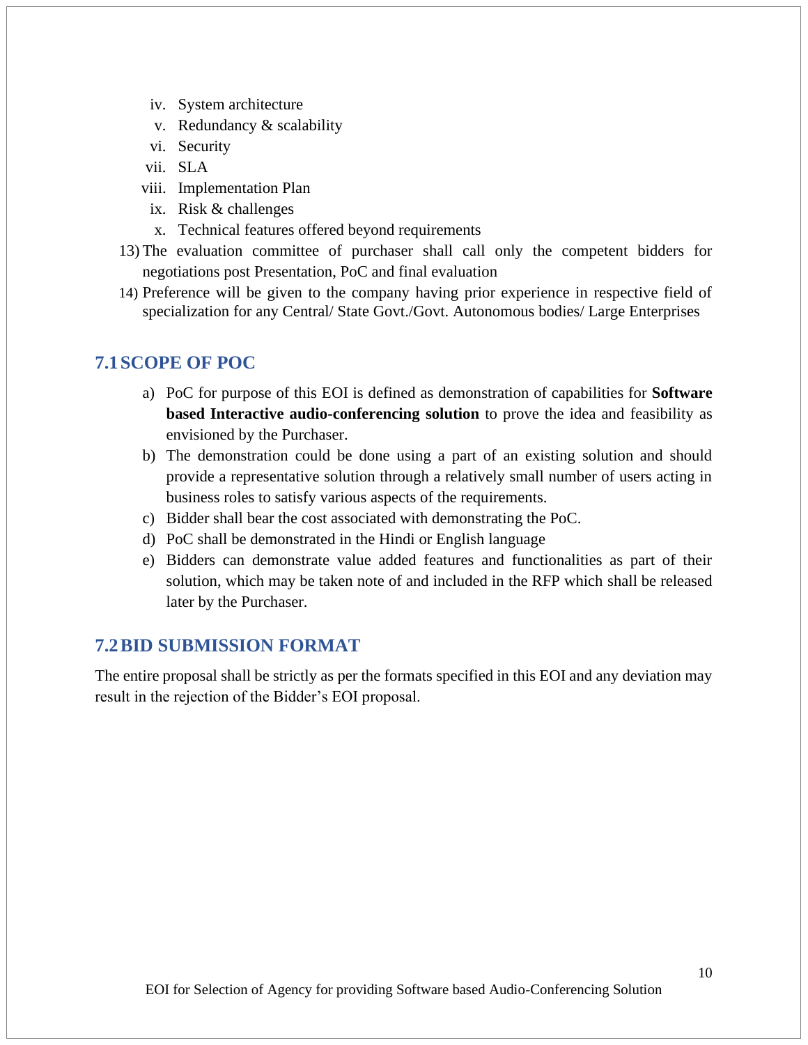iv. System architecture
v. Redundancy & scalability
vi. Security
vii. SLA
viii. Implementation Plan
ix. Risk & challenges
x. Technical features offered beyond requirements

13) The evaluation committee of purchaser shall call only the competent bidders for negotiations post Presentation, PoC and final evaluation
14) Preference will be given to the company having prior experience in respective field of specialization for any Central/ State Govt./Govt. Autonomous bodies/ Large Enterprises

## 7.1 SCOPE OF POC

a) PoC for purpose of this EOI is defined as demonstration of capabilities for **Software based Interactive audio-conferencing solution** to prove the idea and feasibility as envisioned by the Purchaser.
b) The demonstration could be done using a part of an existing solution and should provide a representative solution through a relatively small number of users acting in business roles to satisfy various aspects of the requirements.
c) Bidder shall bear the cost associated with demonstrating the PoC.
d) PoC shall be demonstrated in the Hindi or English language
e) Bidders can demonstrate value added features and functionalities as part of their solution, which may be taken note of and included in the RFP which shall be released later by the Purchaser.

## 7.2 BID SUBMISSION FORMAT

The entire proposal shall be strictly as per the formats specified in this EOI and any deviation may result in the rejection of the Bidder's EOI proposal.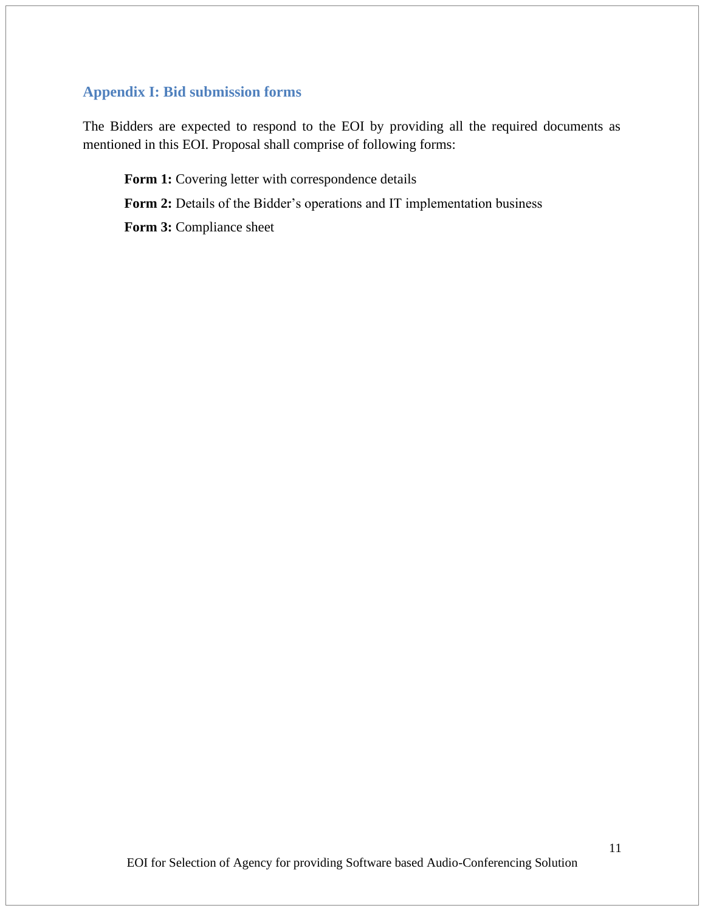## Appendix I: Bid submission forms

The Bidders are expected to respond to the EOI by providing all the required documents as mentioned in this EOI. Proposal shall comprise of following forms:

**Form 1:** Covering letter with correspondence details

**Form 2:** Details of the Bidder's operations and IT implementation business

**Form 3:** Compliance sheet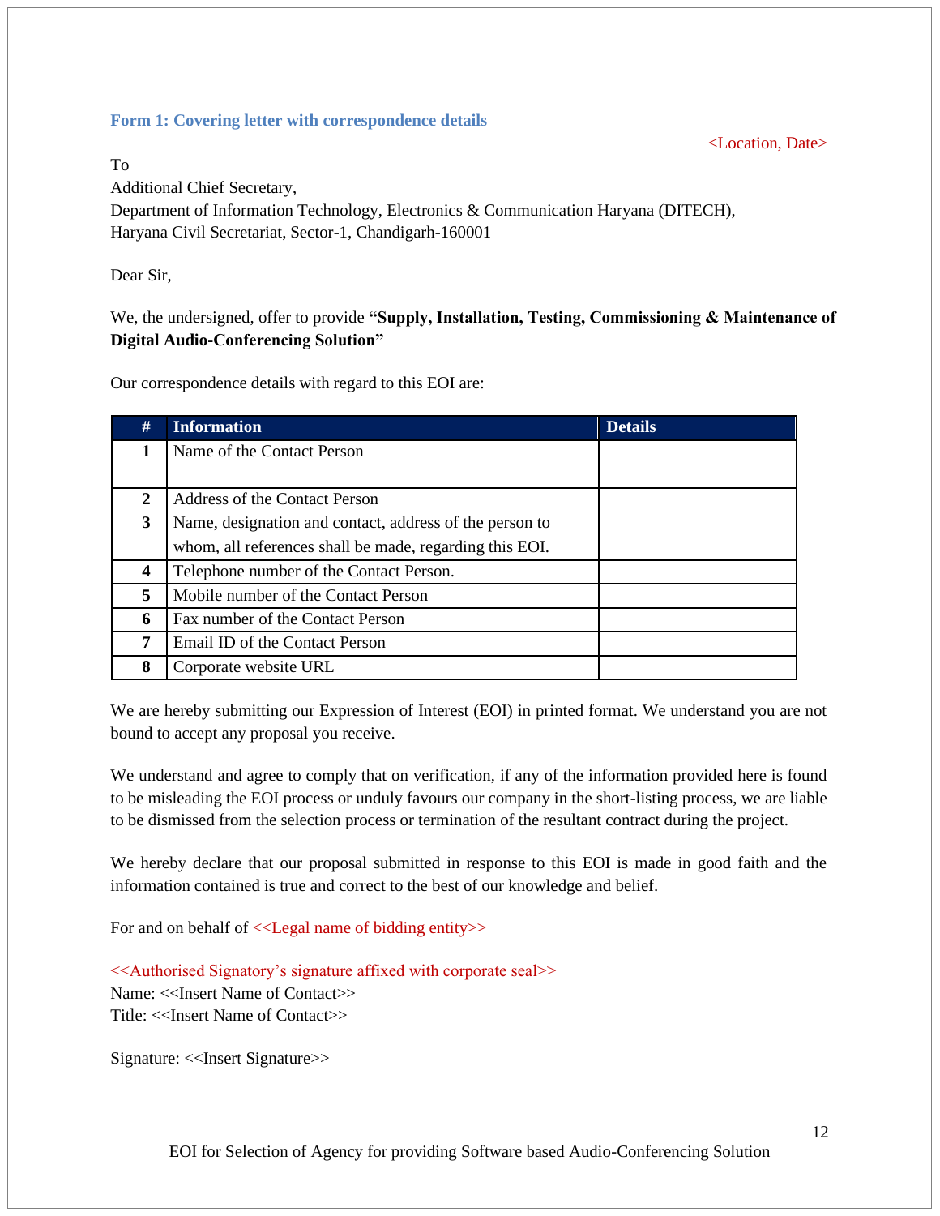### Form 1: Covering letter with correspondence details

<Location, Date>

To
Additional Chief Secretary,
Department of Information Technology, Electronics & Communication Haryana (DITECH),
Haryana Civil Secretariat, Sector-1, Chandigarh-160001

Dear Sir,

We, the undersigned, offer to provide **"Supply, Installation, Testing, Commissioning & Maintenance of Digital Audio-Conferencing Solution"**

Our correspondence details with regard to this EOI are:

| # | Information | Details |
|---|---|---|
| **1** | Name of the Contact Person | |
| **2** | Address of the Contact Person | |
| **3** | Name, designation and contact, address of the person to whom, all references shall be made, regarding this EOI. | |
| **4** | Telephone number of the Contact Person. | |
| **5** | Mobile number of the Contact Person | |
| **6** | Fax number of the Contact Person | |
| **7** | Email ID of the Contact Person | |
| **8** | Corporate website URL | |

We are hereby submitting our Expression of Interest (EOI) in printed format. We understand you are not bound to accept any proposal you receive.

We understand and agree to comply that on verification, if any of the information provided here is found to be misleading the EOI process or unduly favours our company in the short-listing process, we are liable to be dismissed from the selection process or termination of the resultant contract during the project.

We hereby declare that our proposal submitted in response to this EOI is made in good faith and the information contained is true and correct to the best of our knowledge and belief.

For and on behalf of <<Legal name of bidding entity>>

<<Authorised Signatory's signature affixed with corporate seal>>
Name: <<Insert Name of Contact>>
Title: <<Insert Name of Contact>>

Signature: <<Insert Signature>>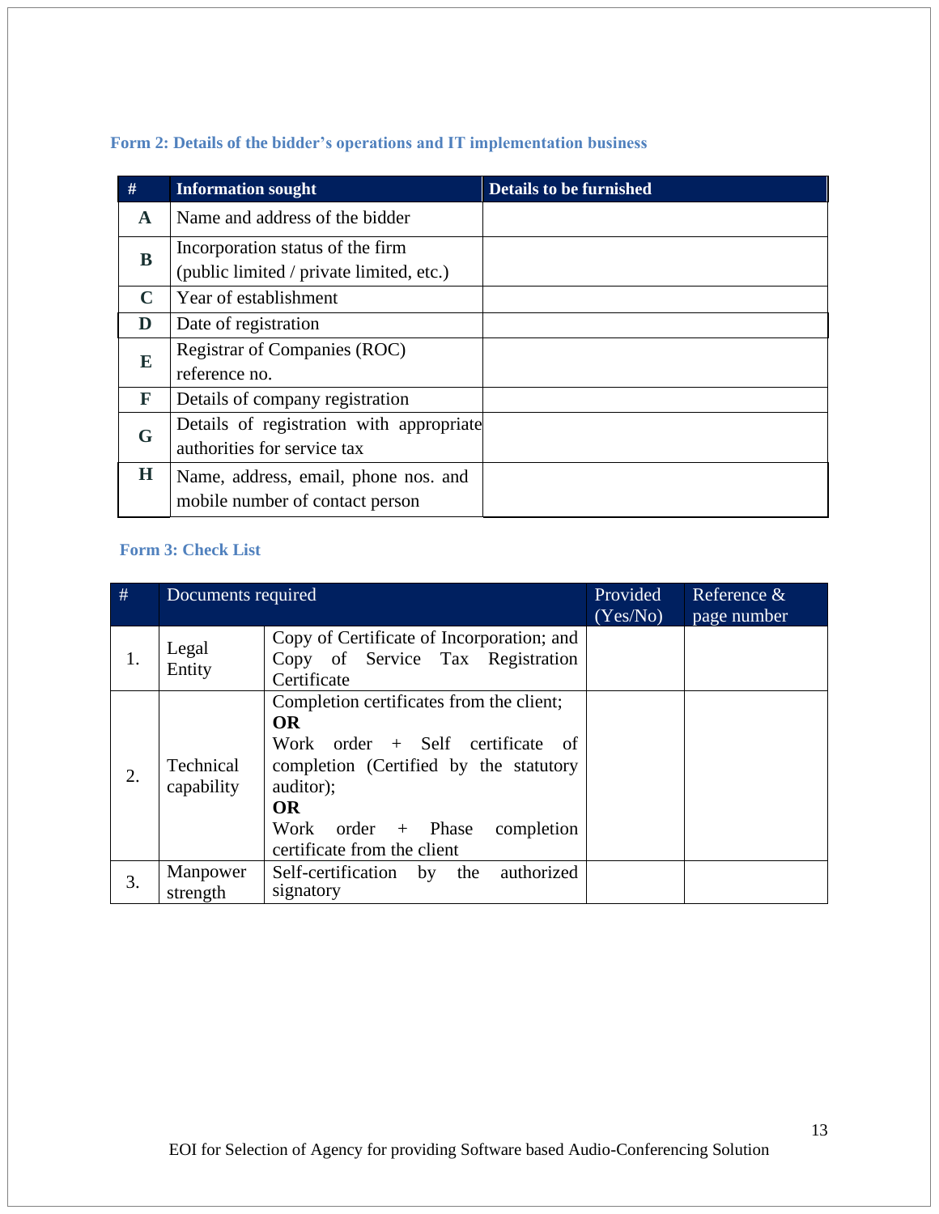### Form 2: Details of the bidder's operations and IT implementation business

| # | Information sought | Details to be furnished |
|---|---|---|
| **A** | Name and address of the bidder | |
| **B** | Incorporation status of the firm (public limited / private limited, etc.) | |
| **C** | Year of establishment | |
| **D** | Date of registration | |
| **E** | Registrar of Companies (ROC) reference no. | |
| **F** | Details of company registration | |
| **G** | Details of registration with appropriate authorities for service tax | |
| **H** | Name, address, email, phone nos. and mobile number of contact person | |

### Form 3: Check List

| # | Documents required | | Provided (Yes/No) | Reference & page number |
|---|---|---|---|---|
| 1. | Legal Entity | Copy of Certificate of Incorporation; and Copy of Service Tax Registration Certificate | | |
| 2. | Technical capability | Completion certificates from the client; **OR** Work order + Self certificate of completion (Certified by the statutory auditor); **OR** Work order + Phase completion certificate from the client | | |
| 3. | Manpower strength | Self-certification by the authorized signatory | | |